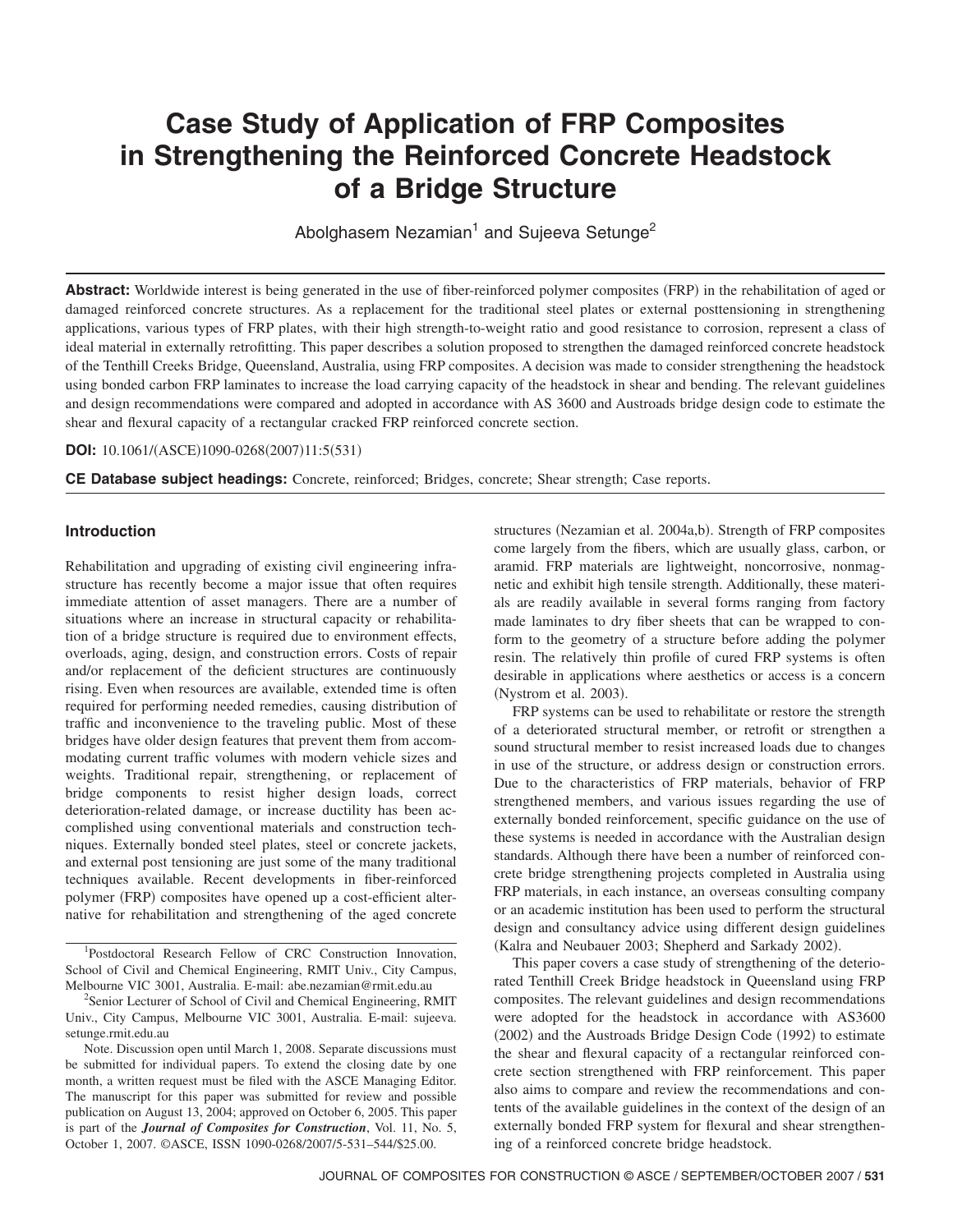# Case Study of Application of FRP Composites in Strengthening the Reinforced Concrete Headstock of a Bridge Structure

Abolghasem Nezamian[1] and Sujeeva Setunge[2]

**Abstract:** Worldwide interest is being generated in the use of fiber-reinforced polymer composites (FRP) in the rehabilitation of aged or damaged reinforced concrete structures. As a replacement for the traditional steel plates or external posttensioning in strengthening applications, various types of FRP plates, with their high strength-to-weight ratio and good resistance to corrosion, represent a class of ideal material in externally retrofitting. This paper describes a solution proposed to strengthen the damaged reinforced concrete headstock of the Tenthill Creeks Bridge, Queensland, Australia, using FRP composites. A decision was made to consider strengthening the headstock using bonded carbon FRP laminates to increase the load carrying capacity of the headstock in shear and bending. The relevant guidelines and design recommendations were compared and adopted in accordance with AS 3600 and Austroads bridge design code to estimate the shear and flexural capacity of a rectangular cracked FRP reinforced concrete section.

**DOI:** 10.1061/(ASCE)1090-0268(2007)11:5(531)

**CE Database subject headings:** Concrete, reinforced; Bridges, concrete; Shear strength; Case reports.

## Introduction

Rehabilitation and upgrading of existing civil engineering infrastructure has recently become a major issue that often requires immediate attention of asset managers. There are a number of situations where an increase in structural capacity or rehabilitation of a bridge structure is required due to environment effects, overloads, aging, design, and construction errors. Costs of repair and/or replacement of the deficient structures are continuously rising. Even when resources are available, extended time is often required for performing needed remedies, causing distribution of traffic and inconvenience to the traveling public. Most of these bridges have older design features that prevent them from accommodating current traffic volumes with modern vehicle sizes and weights. Traditional repair, strengthening, or replacement of bridge components to resist higher design loads, correct deterioration-related damage, or increase ductility has been accomplished using conventional materials and construction techniques. Externally bonded steel plates, steel or concrete jackets, and external post tensioning are just some of the many traditional techniques available. Recent developments in fiber-reinforced polymer (FRP) composites have opened up a cost-efficient alternative for rehabilitation and strengthening of the aged concrete structures (Nezamian et al. 2004a,b). Strength of FRP composites come largely from the fibers, which are usually glass, carbon, or aramid. FRP materials are lightweight, noncorrosive, nonmagnetic and exhibit high tensile strength. Additionally, these materials are readily available in several forms ranging from factory made laminates to dry fiber sheets that can be wrapped to conform to the geometry of a structure before adding the polymer resin. The relatively thin profile of cured FRP systems is often desirable in applications where aesthetics or access is a concern (Nystrom et al. 2003).

FRP systems can be used to rehabilitate or restore the strength of a deteriorated structural member, or retrofit or strengthen a sound structural member to resist increased loads due to changes in use of the structure, or address design or construction errors. Due to the characteristics of FRP materials, behavior of FRP strengthened members, and various issues regarding the use of externally bonded reinforcement, specific guidance on the use of these systems is needed in accordance with the Australian design standards. Although there have been a number of reinforced concrete bridge strengthening projects completed in Australia using FRP materials, in each instance, an overseas consulting company or an academic institution has been used to perform the structural design and consultancy advice using different design guidelines (Kalra and Neubauer 2003; Shepherd and Sarkady 2002).

This paper covers a case study of strengthening of the deteriorated Tenthill Creek Bridge headstock in Queensland using FRP composites. The relevant guidelines and design recommendations were adopted for the headstock in accordance with AS3600 (2002) and the Austroads Bridge Design Code (1992) to estimate the shear and flexural capacity of a rectangular reinforced concrete section strengthened with FRP reinforcement. This paper also aims to compare and review the recommendations and contents of the available guidelines in the context of the design of an externally bonded FRP system for flexural and shear strengthening of a reinforced concrete bridge headstock.

---

[1]Postdoctoral Research Fellow of CRC Construction Innovation, School of Civil and Chemical Engineering, RMIT Univ., City Campus, Melbourne VIC 3001, Australia. E-mail: abe.nezamian@rmit.edu.au

[2]Senior Lecturer of School of Civil and Chemical Engineering, RMIT Univ., City Campus, Melbourne VIC 3001, Australia. E-mail: sujeeva.setunge.rmit.edu.au

Note. Discussion open until March 1, 2008. Separate discussions must be submitted for individual papers. To extend the closing date by one month, a written request must be filed with the ASCE Managing Editor. The manuscript for this paper was submitted for review and possible publication on August 13, 2004; approved on October 6, 2005. This paper is part of the ***Journal of Composites for Construction***, Vol. 11, No. 5, October 1, 2007. ©ASCE, ISSN 1090-0268/2007/5-531–544/$25.00.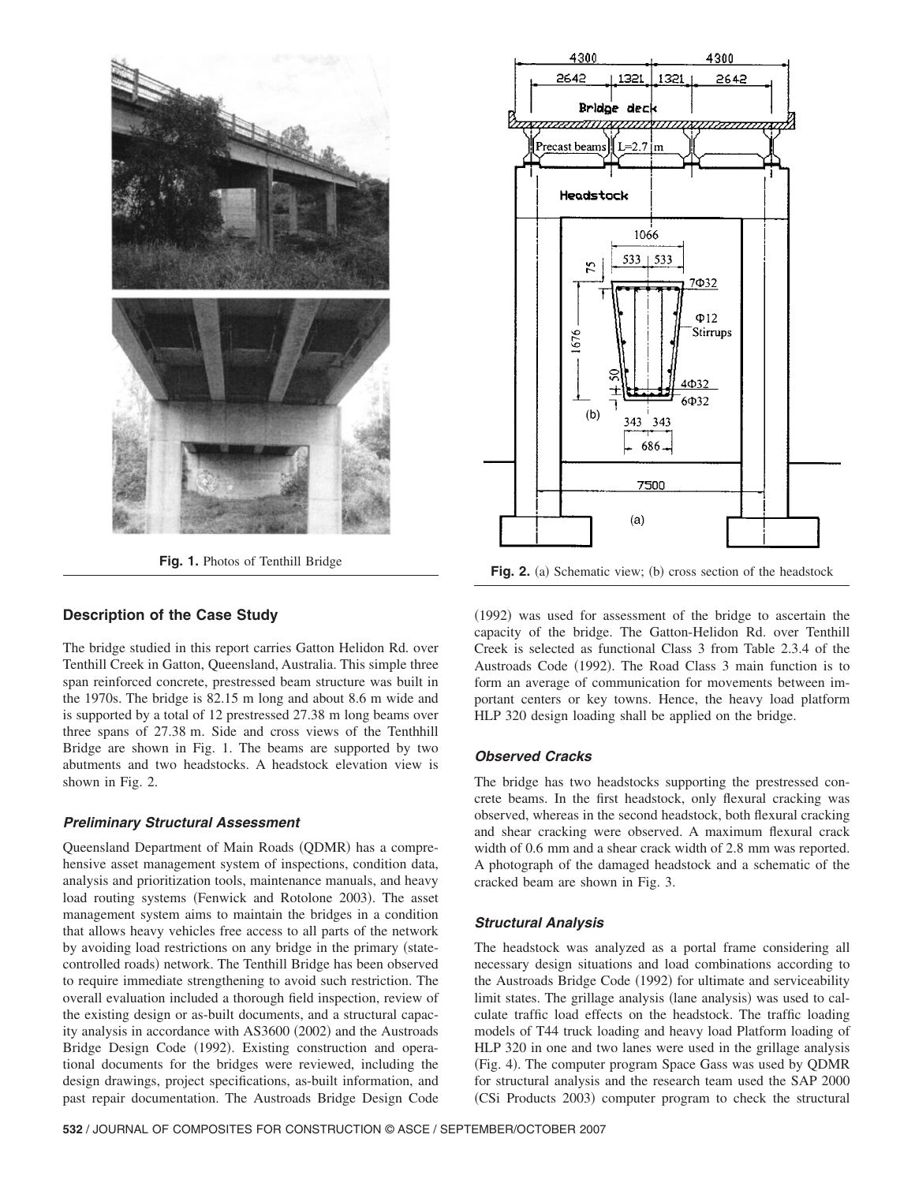Fig. 1. Photos of Tenthill Bridge

Fig. 2. (a) Schematic view; (b) cross section of the headstock

## Description of the Case Study

The bridge studied in this report carries Gatton Helidon Rd. over Tenthill Creek in Gatton, Queensland, Australia. This simple three span reinforced concrete, prestressed beam structure was built in the 1970s. The bridge is 82.15 m long and about 8.6 m wide and is supported by a total of 12 prestressed 27.38 m long beams over three spans of 27.38 m. Side and cross views of the Tenthhill Bridge are shown in Fig. 1. The beams are supported by two abutments and two headstocks. A headstock elevation view is shown in Fig. 2.

### *Preliminary Structural Assessment*

Queensland Department of Main Roads (QDMR) has a comprehensive asset management system of inspections, condition data, analysis and prioritization tools, maintenance manuals, and heavy load routing systems (Fenwick and Rotolone 2003). The asset management system aims to maintain the bridges in a condition that allows heavy vehicles free access to all parts of the network by avoiding load restrictions on any bridge in the primary (state-controlled roads) network. The Tenthill Bridge has been observed to require immediate strengthening to avoid such restriction. The overall evaluation included a thorough field inspection, review of the existing design or as-built documents, and a structural capacity analysis in accordance with AS3600 (2002) and the Austroads Bridge Design Code (1992). Existing construction and operational documents for the bridges were reviewed, including the design drawings, project specifications, as-built information, and past repair documentation. The Austroads Bridge Design Code (1992) was used for assessment of the bridge to ascertain the capacity of the bridge. The Gatton-Helidon Rd. over Tenthill Creek is selected as functional Class 3 from Table 2.3.4 of the Austroads Code (1992). The Road Class 3 main function is to form an average of communication for movements between important centers or key towns. Hence, the heavy load platform HLP 320 design loading shall be applied on the bridge.

### *Observed Cracks*

The bridge has two headstocks supporting the prestressed concrete beams. In the first headstock, only flexural cracking was observed, whereas in the second headstock, both flexural cracking and shear cracking were observed. A maximum flexural crack width of 0.6 mm and a shear crack width of 2.8 mm was reported. A photograph of the damaged headstock and a schematic of the cracked beam are shown in Fig. 3.

### *Structural Analysis*

The headstock was analyzed as a portal frame considering all necessary design situations and load combinations according to the Austroads Bridge Code (1992) for ultimate and serviceability limit states. The grillage analysis (lane analysis) was used to calculate traffic load effects on the headstock. The traffic loading models of T44 truck loading and heavy load Platform loading of HLP 320 in one and two lanes were used in the grillage analysis (Fig. 4). The computer program Space Gass was used by QDMR for structural analysis and the research team used the SAP 2000 (CSi Products 2003) computer program to check the structural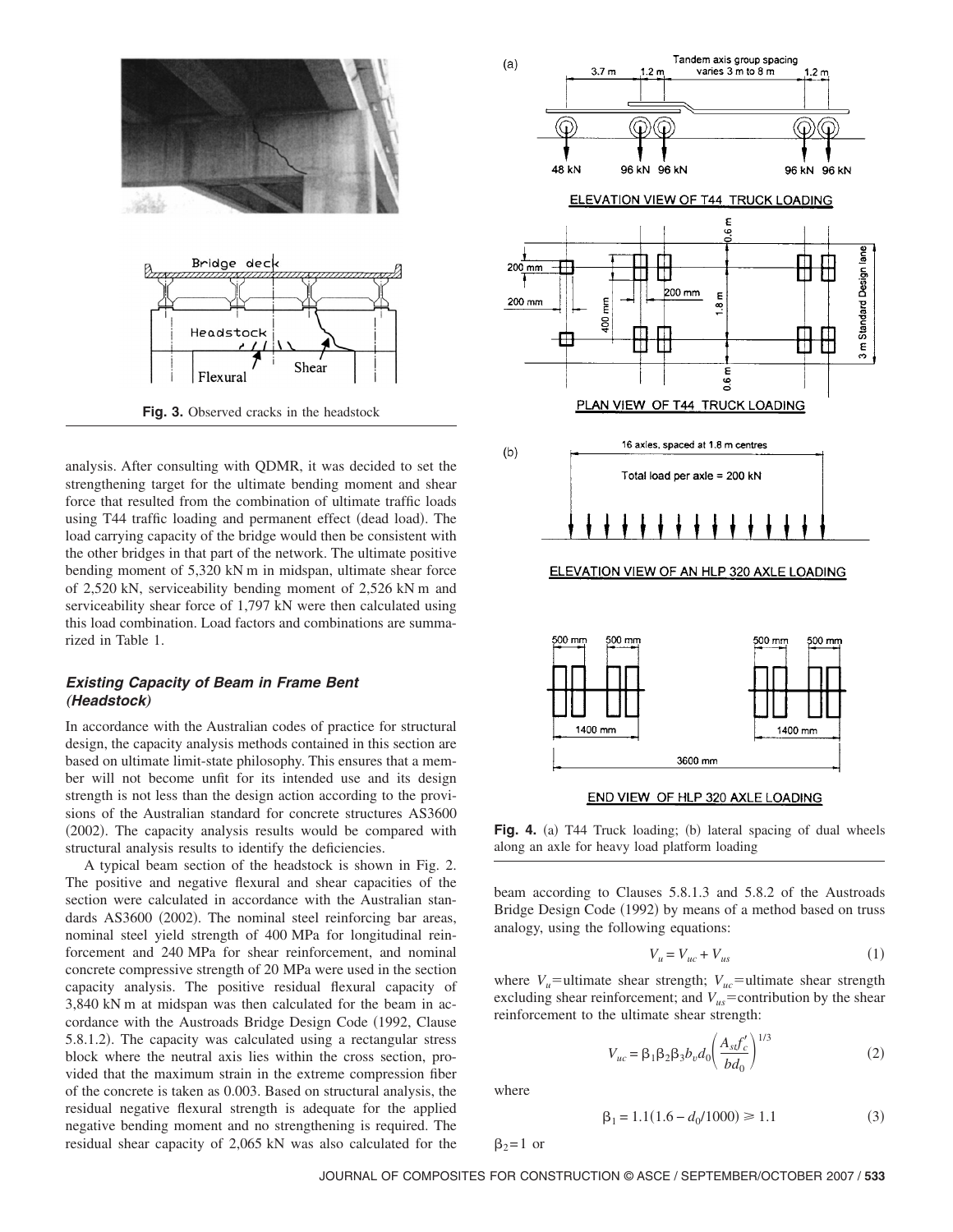Fig. 3. Observed cracks in the headstock

analysis. After consulting with QDMR, it was decided to set the strengthening target for the ultimate bending moment and shear force that resulted from the combination of ultimate traffic loads using T44 traffic loading and permanent effect (dead load). The load carrying capacity of the bridge would then be consistent with the other bridges in that part of the network. The ultimate positive bending moment of 5,320 kN m in midspan, ultimate shear force of 2,520 kN, serviceability bending moment of 2,526 kN m and serviceability shear force of 1,797 kN were then calculated using this load combination. Load factors and combinations are summarized in Table 1.

### Existing Capacity of Beam in Frame Bent (Headstock)

In accordance with the Australian codes of practice for structural design, the capacity analysis methods contained in this section are based on ultimate limit-state philosophy. This ensures that a member will not become unfit for its intended use and its design strength is not less than the design action according to the provisions of the Australian standard for concrete structures AS3600 (2002). The capacity analysis results would be compared with structural analysis results to identify the deficiencies.

A typical beam section of the headstock is shown in Fig. 2. The positive and negative flexural and shear capacities of the section were calculated in accordance with the Australian standards AS3600 (2002). The nominal steel reinforcing bar areas, nominal steel yield strength of 400 MPa for longitudinal reinforcement and 240 MPa for shear reinforcement, and nominal concrete compressive strength of 20 MPa were used in the section capacity analysis. The positive residual flexural capacity of 3,840 kN m at midspan was then calculated for the beam in accordance with the Austroads Bridge Design Code (1992, Clause 5.8.1.2). The capacity was calculated using a rectangular stress block where the neutral axis lies within the cross section, provided that the maximum strain in the extreme compression fiber of the concrete is taken as 0.003. Based on structural analysis, the residual negative flexural strength is adequate for the applied negative bending moment and no strengthening is required. The residual shear capacity of 2,065 kN was also calculated for the beam according to Clauses 5.8.1.3 and 5.8.2 of the Austroads Bridge Design Code (1992) by means of a method based on truss analogy, using the following equations:

Fig. 4. (a) T44 Truck loading; (b) lateral spacing of dual wheels along an axle for heavy load platform loading

$$V_u = V_{uc} + V_{us} \tag{1}$$

where $V_u$=ultimate shear strength; $V_{uc}$=ultimate shear strength excluding shear reinforcement; and $V_{us}$=contribution by the shear reinforcement to the ultimate shear strength:

$$V_{uc} = \beta_1 \beta_2 \beta_3 b_v d_0 \left( \frac{A_{st} f'_c}{b d_0} \right)^{1/3} \tag{2}$$

where

$$\beta_1 = 1.1(1.6 - d_0/1000) \geqslant 1.1 \tag{3}$$

$\beta_2 = 1$ or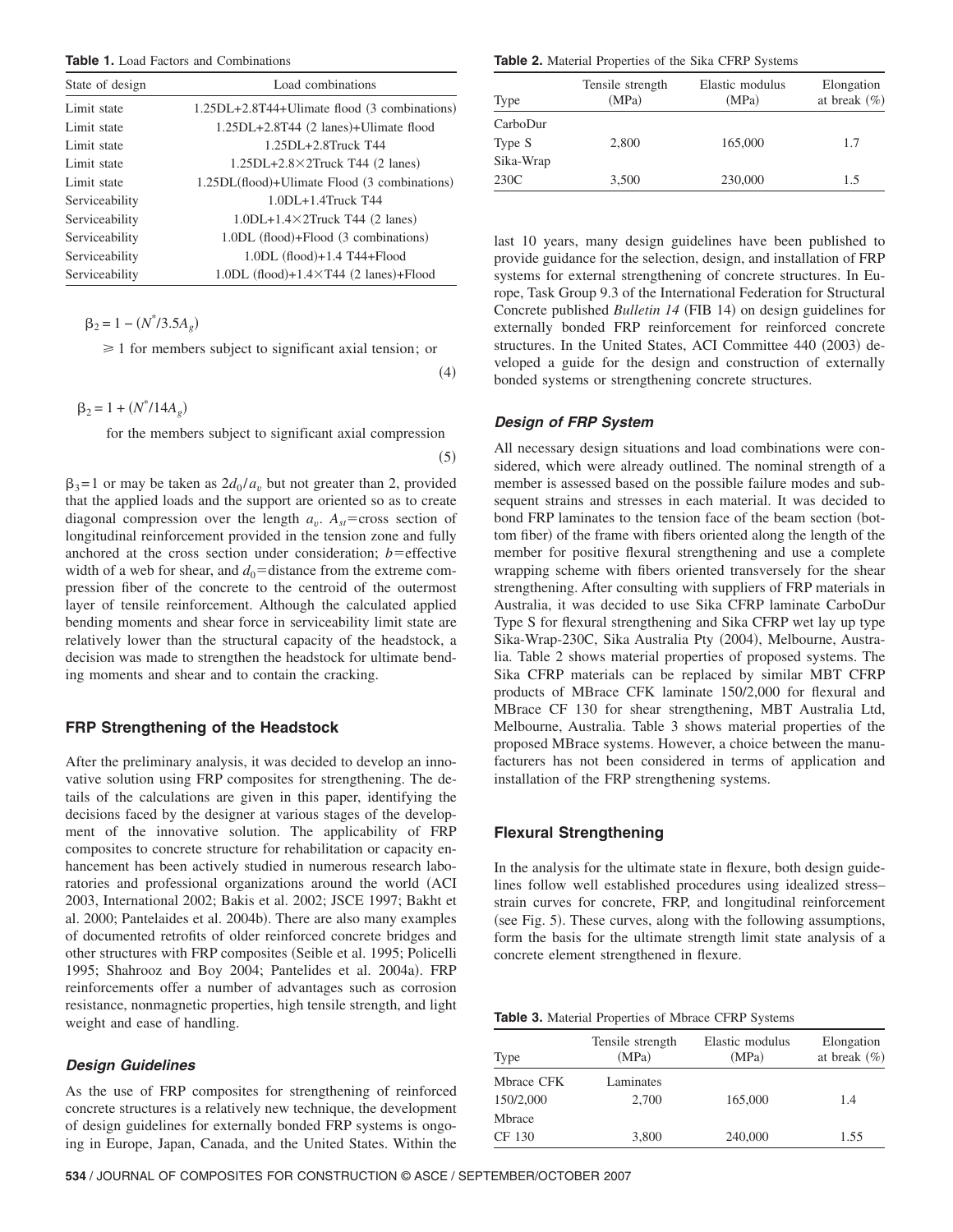**Table 1.** Load Factors and Combinations

| State of design | Load combinations |
|---|---|
| Limit state | 1.25DL+2.8T44+Ulimate flood (3 combinations) |
| Limit state | 1.25DL+2.8T44 (2 lanes)+Ulimate flood |
| Limit state | 1.25DL+2.8Truck T44 |
| Limit state | 1.25DL+2.8×2Truck T44 (2 lanes) |
| Limit state | 1.25DL(flood)+Ulimate Flood (3 combinations) |
| Serviceability | 1.0DL+1.4Truck T44 |
| Serviceability | 1.0DL+1.4×2Truck T44 (2 lanes) |
| Serviceability | 1.0DL (flood)+Flood (3 combinations) |
| Serviceability | 1.0DL (flood)+1.4 T44+Flood |
| Serviceability | 1.0DL (flood)+1.4×T44 (2 lanes)+Flood |

$$\beta_2 = 1 - (N^*/3.5A_g)$$

$\geqslant 1$ for members subject to significant axial tension; or (4)

$$\beta_2 = 1 + (N^*/14A_g)$$

for the members subject to significant axial compression (5)

$\beta_3 = 1$ or may be taken as $2d_0/a_v$ but not greater than 2, provided that the applied loads and the support are oriented so as to create diagonal compression over the length $a_v$. $A_{st}$=cross section of longitudinal reinforcement provided in the tension zone and fully anchored at the cross section under consideration; $b$=effective width of a web for shear, and $d_0$=distance from the extreme compression fiber of the concrete to the centroid of the outermost layer of tensile reinforcement. Although the calculated applied bending moments and shear force in serviceability limit state are relatively lower than the structural capacity of the headstock, a decision was made to strengthen the headstock for ultimate bending moments and shear and to contain the cracking.

## FRP Strengthening of the Headstock

After the preliminary analysis, it was decided to develop an innovative solution using FRP composites for strengthening. The details of the calculations are given in this paper, identifying the decisions faced by the designer at various stages of the development of the innovative solution. The applicability of FRP composites to concrete structure for rehabilitation or capacity enhancement has been actively studied in numerous research laboratories and professional organizations around the world (ACI 2003, International 2002; Bakis et al. 2002; JSCE 1997; Bakht et al. 2000; Pantelaides et al. 2004b). There are also many examples of documented retrofits of older reinforced concrete bridges and other structures with FRP composites (Seible et al. 1995; Policelli 1995; Shahrooz and Boy 2004; Pantelides et al. 2004a). FRP reinforcements offer a number of advantages such as corrosion resistance, nonmagnetic properties, high tensile strength, and light weight and ease of handling.

### *Design Guidelines*

As the use of FRP composites for strengthening of reinforced concrete structures is a relatively new technique, the development of design guidelines for externally bonded FRP systems is ongoing in Europe, Japan, Canada, and the United States. Within the last 10 years, many design guidelines have been published to provide guidance for the selection, design, and installation of FRP systems for external strengthening of concrete structures. In Europe, Task Group 9.3 of the International Federation for Structural Concrete published *Bulletin 14* (FIB 14) on design guidelines for externally bonded FRP reinforcement for reinforced concrete structures. In the United States, ACI Committee 440 (2003) developed a guide for the design and construction of externally bonded systems or strengthening concrete structures.

**Table 2.** Material Properties of the Sika CFRP Systems

| Type | Tensile strength (MPa) | Elastic modulus (MPa) | Elongation at break (%) |
|---|---|---|---|
| CarboDur Type S | 2,800 | 165,000 | 1.7 |
| Sika-Wrap 230C | 3,500 | 230,000 | 1.5 |

### *Design of FRP System*

All necessary design situations and load combinations were considered, which were already outlined. The nominal strength of a member is assessed based on the possible failure modes and subsequent strains and stresses in each material. It was decided to bond FRP laminates to the tension face of the beam section (bottom fiber) of the frame with fibers oriented along the length of the member for positive flexural strengthening and use a complete wrapping scheme with fibers oriented transversely for the shear strengthening. After consulting with suppliers of FRP materials in Australia, it was decided to use Sika CFRP laminate CarboDur Type S for flexural strengthening and Sika CFRP wet lay up type Sika-Wrap-230C, Sika Australia Pty (2004), Melbourne, Australia. Table 2 shows material properties of proposed systems. The Sika CFRP materials can be replaced by similar MBT CFRP products of MBrace CFK laminate 150/2,000 for flexural and MBrace CF 130 for shear strengthening, MBT Australia Ltd, Melbourne, Australia. Table 3 shows material properties of the proposed MBrace systems. However, a choice between the manufacturers has not been considered in terms of application and installation of the FRP strengthening systems.

## Flexural Strengthening

In the analysis for the ultimate state in flexure, both design guidelines follow well established procedures using idealized stress–strain curves for concrete, FRP, and longitudinal reinforcement (see Fig. 5). These curves, along with the following assumptions, form the basis for the ultimate strength limit state analysis of a concrete element strengthened in flexure.

**Table 3.** Material Properties of Mbrace CFRP Systems

| Type | Tensile strength (MPa) | Elastic modulus (MPa) | Elongation at break (%) |
|---|---|---|---|
| Mbrace CFK 150/2,000 | Laminates 2,700 | 165,000 | 1.4 |
| Mbrace CF 130 | 3,800 | 240,000 | 1.55 |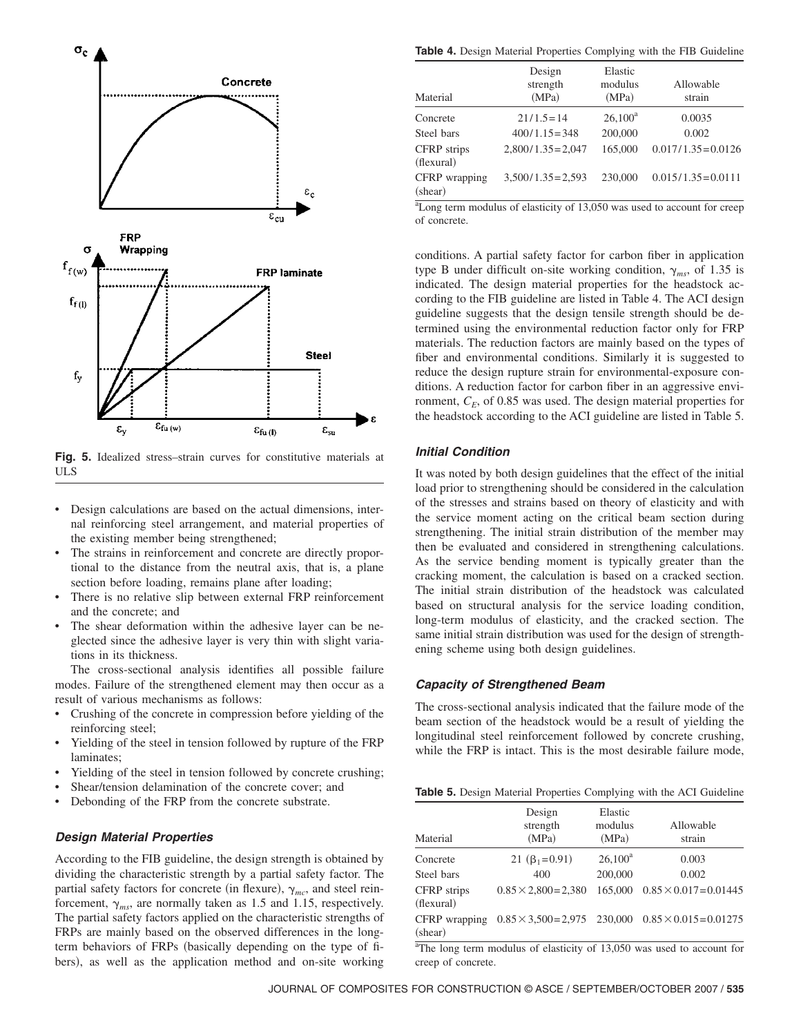**Fig. 5.** Idealized stress–strain curves for constitutive materials at ULS

- Design calculations are based on the actual dimensions, internal reinforcing steel arrangement, and material properties of the existing member being strengthened;
- The strains in reinforcement and concrete are directly proportional to the distance from the neutral axis, that is, a plane section before loading, remains plane after loading;
- There is no relative slip between external FRP reinforcement and the concrete; and
- The shear deformation within the adhesive layer can be neglected since the adhesive layer is very thin with slight variations in its thickness.

The cross-sectional analysis identifies all possible failure modes. Failure of the strengthened element may then occur as a result of various mechanisms as follows:

- Crushing of the concrete in compression before yielding of the reinforcing steel;
- Yielding of the steel in tension followed by rupture of the FRP laminates;
- Yielding of the steel in tension followed by concrete crushing;
- Shear/tension delamination of the concrete cover; and
- Debonding of the FRP from the concrete substrate.

### *Design Material Properties*

According to the FIB guideline, the design strength is obtained by dividing the characteristic strength by a partial safety factor. The partial safety factors for concrete (in flexure), $\gamma_{mc}$, and steel reinforcement, $\gamma_{ms}$, are normally taken as 1.5 and 1.15, respectively. The partial safety factors applied on the characteristic strengths of FRPs are mainly based on the observed differences in the long-term behaviors of FRPs (basically depending on the type of fibers), as well as the application method and on-site working conditions. A partial safety factor for carbon fiber in application type B under difficult on-site working condition, $\gamma_{ms}$, of 1.35 is indicated. The design material properties for the headstock according to the FIB guideline are listed in Table 4. The ACI design guideline suggests that the design tensile strength should be determined using the environmental reduction factor only for FRP materials. The reduction factors are mainly based on the types of fiber and environmental conditions. Similarly it is suggested to reduce the design rupture strain for environmental-exposure conditions. A reduction factor for carbon fiber in an aggressive environment, $C_E$, of 0.85 was used. The design material properties for the headstock according to the ACI guideline are listed in Table 5.

**Table 4.** Design Material Properties Complying with the FIB Guideline

| Material | Design strength (MPa) | Elastic modulus (MPa) | Allowable strain |
|---|---|---|---|
| Concrete | 21/1.5=14 | 26,100[a] | 0.0035 |
| Steel bars | 400/1.15=348 | 200,000 | 0.002 |
| CFRP strips (flexural) | 2,800/1.35=2,047 | 165,000 | 0.017/1.35=0.0126 |
| CFRP wrapping (shear) | 3,500/1.35=2,593 | 230,000 | 0.015/1.35=0.0111 |

[a]Long term modulus of elasticity of 13,050 was used to account for creep of concrete.

### *Initial Condition*

It was noted by both design guidelines that the effect of the initial load prior to strengthening should be considered in the calculation of the stresses and strains based on theory of elasticity and with the service moment acting on the critical beam section during strengthening. The initial strain distribution of the member may then be evaluated and considered in strengthening calculations. As the service bending moment is typically greater than the cracking moment, the calculation is based on a cracked section. The initial strain distribution of the headstock was calculated based on structural analysis for the service loading condition, long-term modulus of elasticity, and the cracked section. The same initial strain distribution was used for the design of strengthening scheme using both design guidelines.

### *Capacity of Strengthened Beam*

The cross-sectional analysis indicated that the failure mode of the beam section of the headstock would be a result of yielding the longitudinal steel reinforcement followed by concrete crushing, while the FRP is intact. This is the most desirable failure mode,

**Table 5.** Design Material Properties Complying with the ACI Guideline

| Material | Design strength (MPa) | Elastic modulus (MPa) | Allowable strain |
|---|---|---|---|
| Concrete | 21 ($\beta_1$=0.91) | 26,100[a] | 0.003 |
| Steel bars | 400 | 200,000 | 0.002 |
| CFRP strips (flexural) | 0.85×2,800=2,380 | 165,000 | 0.85×0.017=0.01445 |
| CFRP wrapping (shear) | 0.85×3,500=2,975 | 230,000 | 0.85×0.015=0.01275 |

[a]The long term modulus of elasticity of 13,050 was used to account for creep of concrete.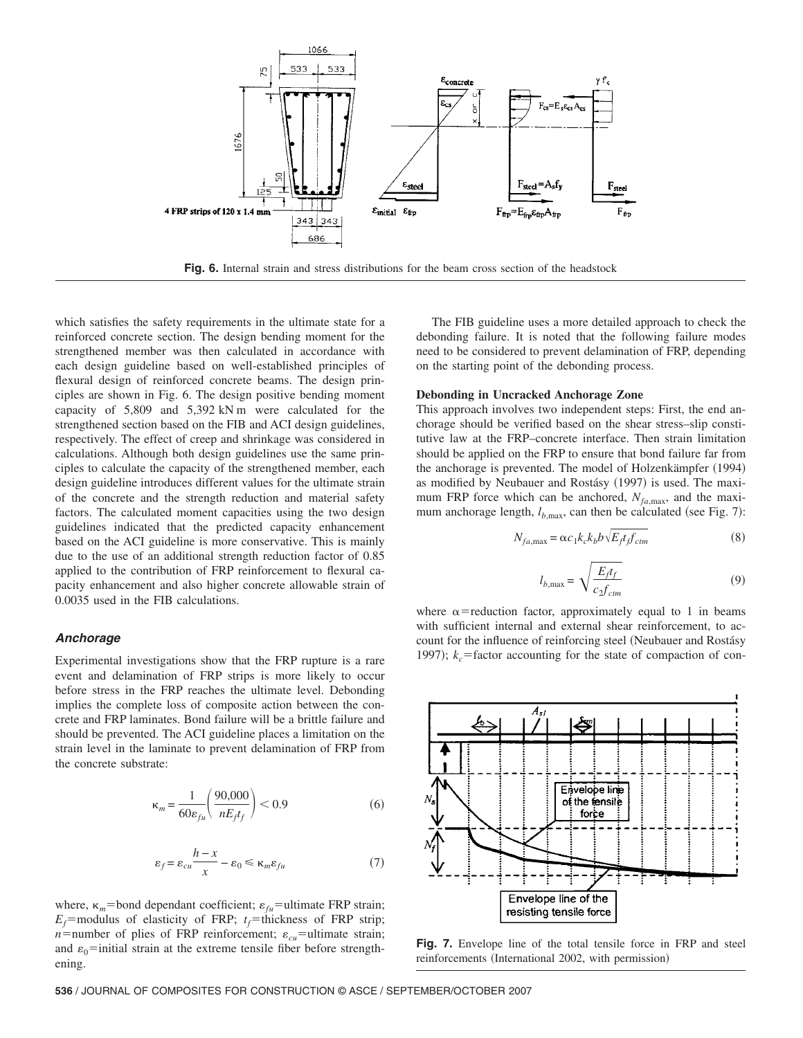**Fig. 6.** Internal strain and stress distributions for the beam cross section of the headstock

which satisfies the safety requirements in the ultimate state for a reinforced concrete section. The design bending moment for the strengthened member was then calculated in accordance with each design guideline based on well-established principles of flexural design of reinforced concrete beams. The design principles are shown in Fig. 6. The design positive bending moment capacity of 5,809 and 5,392 kN m were calculated for the strengthened section based on the FIB and ACI design guidelines, respectively. The effect of creep and shrinkage was considered in calculations. Although both design guidelines use the same principles to calculate the capacity of the strengthened member, each design guideline introduces different values for the ultimate strain of the concrete and the strength reduction and material safety factors. The calculated moment capacities using the two design guidelines indicated that the predicted capacity enhancement based on the ACI guideline is more conservative. This is mainly due to the use of an additional strength reduction factor of 0.85 applied to the contribution of FRP reinforcement to flexural capacity enhancement and also higher concrete allowable strain of 0.0035 used in the FIB calculations.

### *Anchorage*

Experimental investigations show that the FRP rupture is a rare event and delamination of FRP strips is more likely to occur before stress in the FRP reaches the ultimate level. Debonding implies the complete loss of composite action between the concrete and FRP laminates. Bond failure will be a brittle failure and should be prevented. The ACI guideline places a limitation on the strain level in the laminate to prevent delamination of FRP from the concrete substrate:

$$\kappa_m = \frac{1}{60\varepsilon_{fu}}\left(\frac{90{,}000}{nE_f t_f}\right) < 0.9 \tag{6}$$

$$\varepsilon_f = \varepsilon_{cu}\frac{h-x}{x} - \varepsilon_0 \leqslant \kappa_m \varepsilon_{fu} \tag{7}$$

where, $\kappa_m$=bond dependant coefficient; $\varepsilon_{fu}$=ultimate FRP strain; $E_f$=modulus of elasticity of FRP; $t_f$=thickness of FRP strip; $n$=number of plies of FRP reinforcement; $\varepsilon_{cu}$=ultimate strain; and $\varepsilon_0$=initial strain at the extreme tensile fiber before strengthening.

The FIB guideline uses a more detailed approach to check the debonding failure. It is noted that the following failure modes need to be considered to prevent delamination of FRP, depending on the starting point of the debonding process.

#### Debonding in Uncracked Anchorage Zone

This approach involves two independent steps: First, the end anchorage should be verified based on the shear stress–slip constitutive law at the FRP–concrete interface. Then strain limitation should be applied on the FRP to ensure that bond failure far from the anchorage is prevented. The model of Holzenkämpfer (1994) as modified by Neubauer and Rostásy (1997) is used. The maximum FRP force which can be anchored, $N_{fa,\max}$, and the maximum anchorage length, $l_{b,\max}$, can then be calculated (see Fig. 7):

$$N_{fa,\max} = \alpha c_1 k_c k_b b\sqrt{E_f t_f f_{ctm}} \tag{8}$$

$$l_{b,\max} = \sqrt{\frac{E_f t_f}{c_2 f_{ctm}}} \tag{9}$$

where $\alpha$=reduction factor, approximately equal to 1 in beams with sufficient internal and external shear reinforcement, to account for the influence of reinforcing steel (Neubauer and Rostásy 1997); $k_c$=factor accounting for the state of compaction of con-

**Fig. 7.** Envelope line of the total tensile force in FRP and steel reinforcements (International 2002, with permission)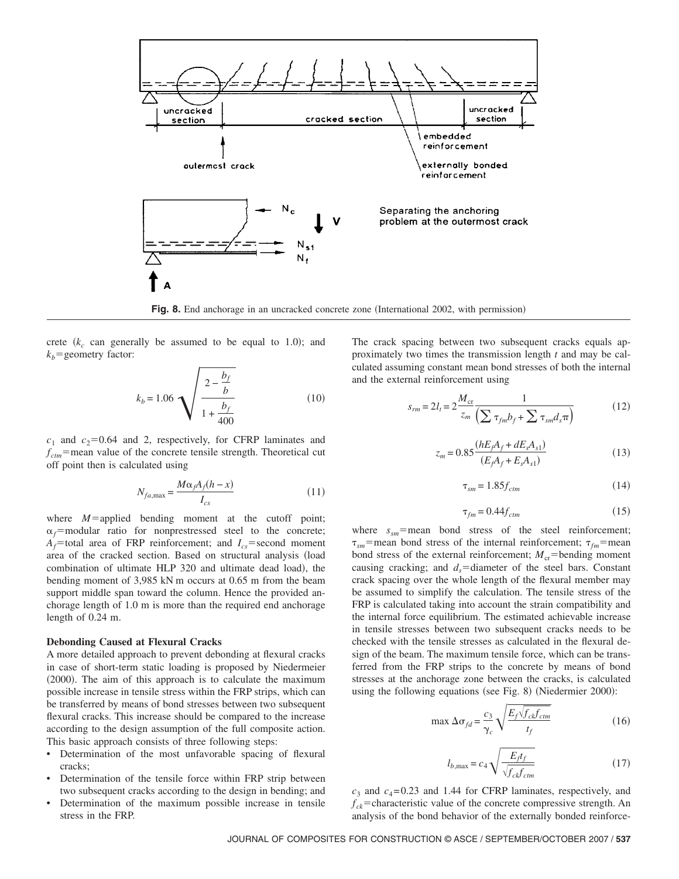**Fig. 8.** End anchorage in an uncracked concrete zone (International 2002, with permission)

crete ($k_c$ can generally be assumed to be equal to 1.0); and $k_b$=geometry factor:

$$k_b = 1.06\sqrt{\frac{2-\frac{b_f}{b}}{1+\frac{b_f}{400}}} \tag{10}$$

$c_1$ and $c_2$=0.64 and 2, respectively, for CFRP laminates and $f_{ctm}$=mean value of the concrete tensile strength. Theoretical cut off point then is calculated using

$$N_{fa,\max} = \frac{M\alpha_f A_f (h-x)}{I_{cs}} \tag{11}$$

where $M$=applied bending moment at the cutoff point; $\alpha_f$=modular ratio for nonprestressed steel to the concrete; $A_f$=total area of FRP reinforcement; and $I_{cs}$=second moment area of the cracked section. Based on structural analysis (load combination of ultimate HLP 320 and ultimate dead load), the bending moment of 3,985 kN m occurs at 0.65 m from the beam support middle span toward the column. Hence the provided anchorage length of 1.0 m is more than the required end anchorage length of 0.24 m.

### Debonding Caused at Flexural Cracks

A more detailed approach to prevent debonding at flexural cracks in case of short-term static loading is proposed by Niedermeier (2000). The aim of this approach is to calculate the maximum possible increase in tensile stress within the FRP strips, which can be transferred by means of bond stresses between two subsequent flexural cracks. This increase should be compared to the increase according to the design assumption of the full composite action. This basic approach consists of three following steps:

- Determination of the most unfavorable spacing of flexural cracks;
- Determination of the tensile force within FRP strip between two subsequent cracks according to the design in bending; and
- Determination of the maximum possible increase in tensile stress in the FRP.

The crack spacing between two subsequent cracks equals approximately two times the transmission length $t$ and may be calculated assuming constant mean bond stresses of both the internal and the external reinforcement using

$$s_{rm} = 2l_t = 2\frac{M_{cr}}{z_m}\frac{1}{\left(\sum \tau_{fm} b_f + \sum \tau_{sm} d_s \pi\right)} \tag{12}$$

$$z_m = 0.85\frac{(hE_f A_f + dE_s A_{s1})}{(E_f A_f + E_s A_{s1})} \tag{13}$$

$$\tau_{sm} = 1.85 f_{ctm} \tag{14}$$

$$\tau_{fm} = 0.44 f_{ctm} \tag{15}$$

where $s_{sm}$=mean bond stress of the steel reinforcement; $\tau_{sm}$=mean bond stress of the internal reinforcement; $\tau_{fm}$=mean bond stress of the external reinforcement; $M_{cr}$=bending moment causing cracking; and $d_s$=diameter of the steel bars. Constant crack spacing over the whole length of the flexural member may be assumed to simplify the calculation. The tensile stress of the FRP is calculated taking into account the strain compatibility and the internal force equilibrium. The estimated achievable increase in tensile stresses between two subsequent cracks needs to be checked with the tensile stresses as calculated in the flexural design of the beam. The maximum tensile force, which can be transferred from the FRP strips to the concrete by means of bond stresses at the anchorage zone between the cracks, is calculated using the following equations (see Fig. 8) (Niedermier 2000):

$$\max \Delta\sigma_{fd} = \frac{c_3}{\gamma_c}\sqrt{\frac{E_f\sqrt{f_{ck} f_{ctm}}}{t_f}} \tag{16}$$

$$l_{b,\max} = c_4\sqrt{\frac{E_f t_f}{\sqrt{f_{ck} f_{ctm}}}} \tag{17}$$

$c_3$ and $c_4$=0.23 and 1.44 for CFRP laminates, respectively, and $f_{ck}$=characteristic value of the concrete compressive strength. An analysis of the bond behavior of the externally bonded reinforce-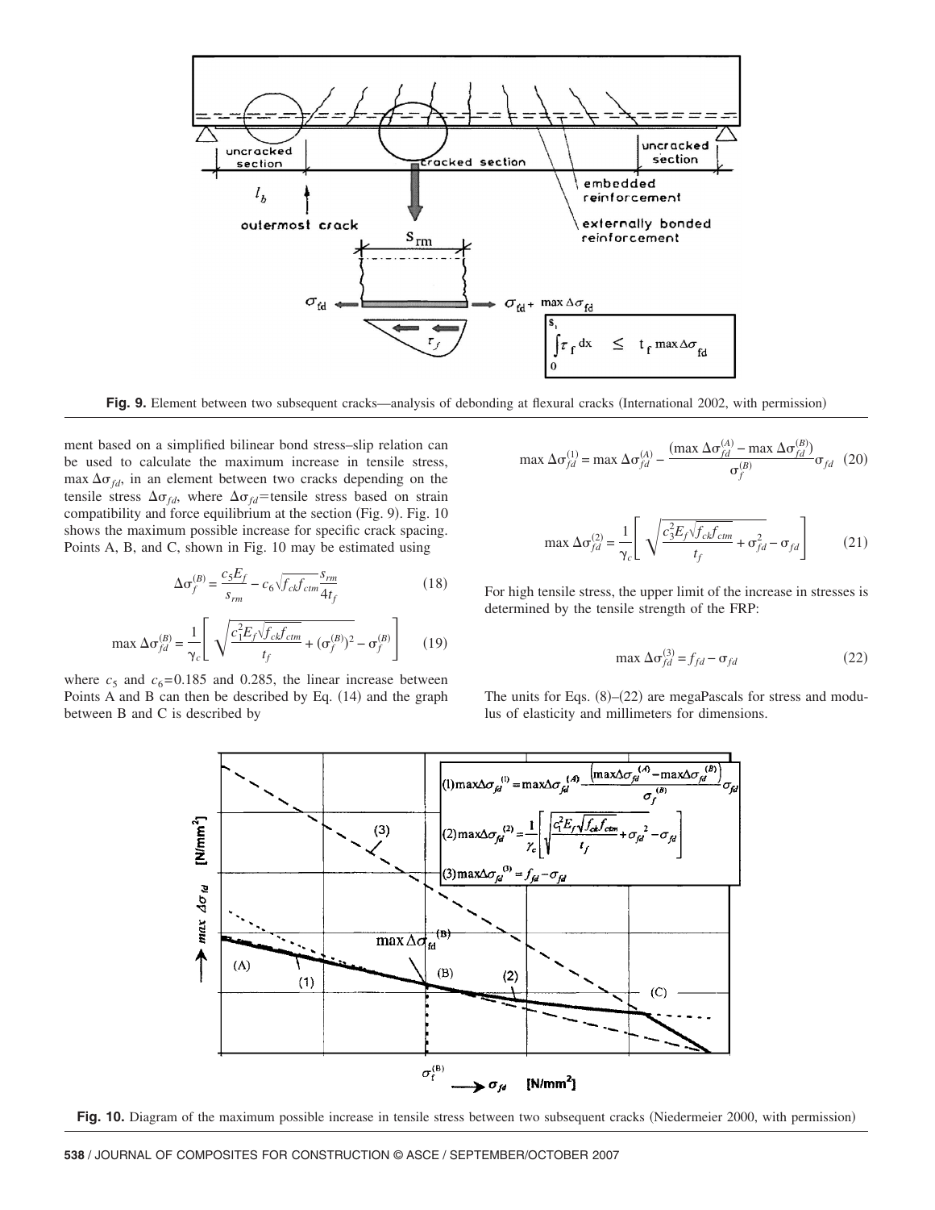Fig. 9. Element between two subsequent cracks—analysis of debonding at flexural cracks (International 2002, with permission)

ment based on a simplified bilinear bond stress–slip relation can be used to calculate the maximum increase in tensile stress, max $\Delta\sigma_{fd}$, in an element between two cracks depending on the tensile stress $\Delta\sigma_{fd}$, where $\Delta\sigma_{fd}$=tensile stress based on strain compatibility and force equilibrium at the section (Fig. 9). Fig. 10 shows the maximum possible increase for specific crack spacing. Points A, B, and C, shown in Fig. 10 may be estimated using

$$\Delta\sigma_f^{(B)} = \frac{c_5 E_f}{s_{rm}} - c_6 \sqrt{f_{ck} f_{ctm}} \frac{s_{rm}}{4t_f} \tag{18}$$

$$\max \Delta\sigma_{fd}^{(B)} = \frac{1}{\gamma_c}\left[\sqrt{\frac{c_1^2 E_f \sqrt{f_{ck} f_{ctm}}}{t_f} + (\sigma_f^{(B)})^2} - \sigma_f^{(B)}\right] \tag{19}$$

where $c_5$ and $c_6$=0.185 and 0.285, the linear increase between Points A and B can then be described by Eq. (14) and the graph between B and C is described by

$$\max \Delta\sigma_{fd}^{(1)} = \max \Delta\sigma_{fd}^{(A)} - \frac{(\max \Delta\sigma_{fd}^{(A)} - \max \Delta\sigma_{fd}^{(B)})}{\sigma_f^{(B)}}\sigma_{fd} \tag{20}$$

$$\max \Delta\sigma_{fd}^{(2)} = \frac{1}{\gamma_c}\left[\sqrt{\frac{c_3^2 E_f \sqrt{f_{ck} f_{ctm}}}{t_f} + \sigma_{fd}^2} - \sigma_{fd}\right] \tag{21}$$

For high tensile stress, the upper limit of the increase in stresses is determined by the tensile strength of the FRP:

$$\max \Delta\sigma_{fd}^{(3)} = f_{fd} - \sigma_{fd} \tag{22}$$

The units for Eqs. (8)–(22) are megaPascals for stress and modulus of elasticity and millimeters for dimensions.

Fig. 10. Diagram of the maximum possible increase in tensile stress between two subsequent cracks (Niedermeier 2000, with permission)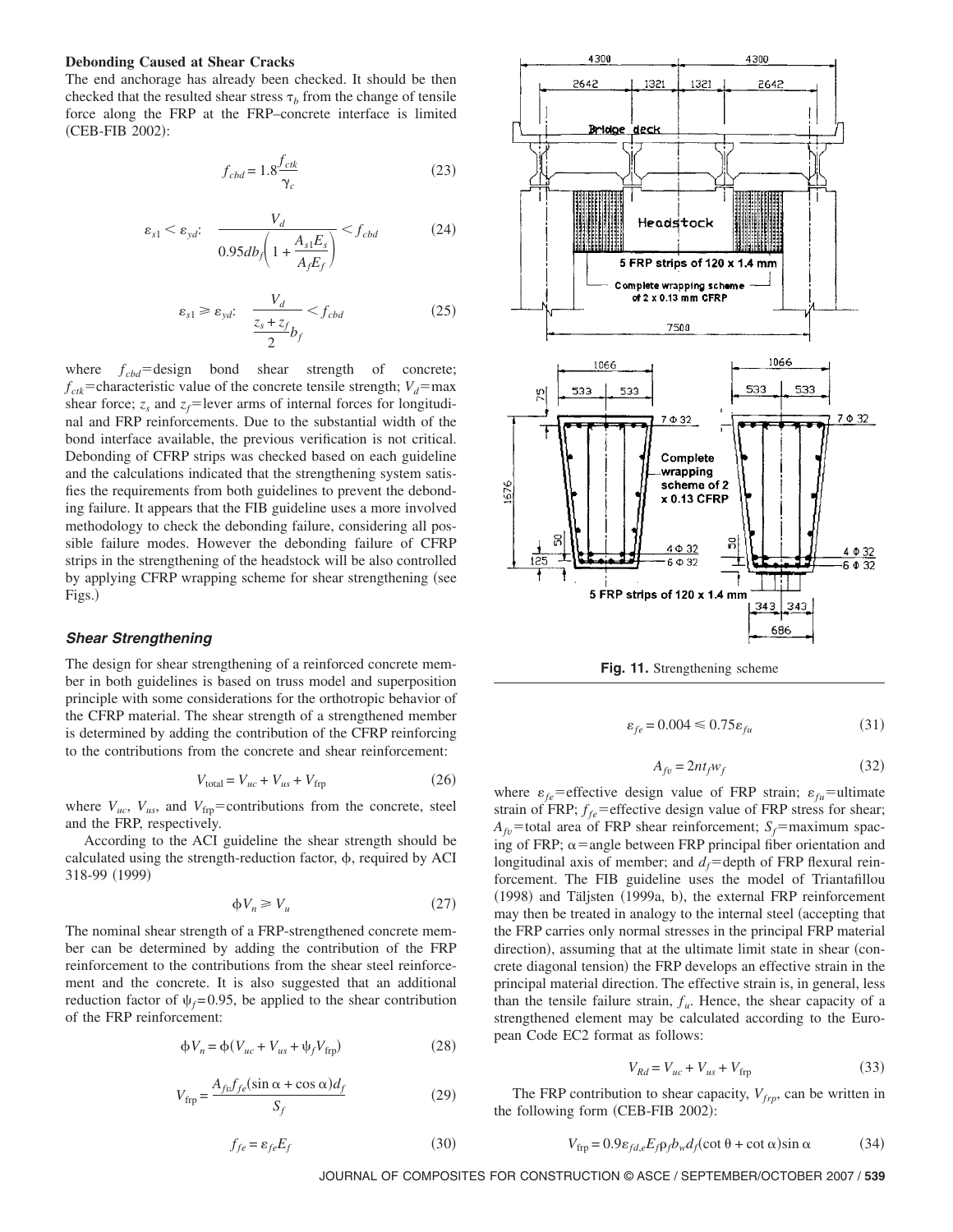### Debonding Caused at Shear Cracks

The end anchorage has already been checked. It should be then checked that the resulted shear stress $\tau_b$ from the change of tensile force along the FRP at the FRP–concrete interface is limited (CEB-FIB 2002):

$$f_{cbd} = 1.8\frac{f_{ctk}}{\gamma_c} \tag{23}$$

$$\varepsilon_{s1} < \varepsilon_{yd}: \quad \frac{V_d}{0.95db_f\left(1 + \frac{A_{s1}E_s}{A_fE_f}\right)} < f_{cbd} \tag{24}$$

$$\varepsilon_{s1} \geq \varepsilon_{yd}: \quad \frac{V_d}{\frac{z_s + z_f}{2}b_f} < f_{cbd} \tag{25}$$

where $f_{cbd}$=design bond shear strength of concrete; $f_{ctk}$=characteristic value of the concrete tensile strength; $V_d$=max shear force; $z_s$ and $z_f$=lever arms of internal forces for longitudinal and FRP reinforcements. Due to the substantial width of the bond interface available, the previous verification is not critical. Debonding of CFRP strips was checked based on each guideline and the calculations indicated that the strengthening system satisfies the requirements from both guidelines to prevent the debonding failure. It appears that the FIB guideline uses a more involved methodology to check the debonding failure, considering all possible failure modes. However the debonding failure of CFRP strips in the strengthening of the headstock will be also controlled by applying CFRP wrapping scheme for shear strengthening (see Figs.)

## *Shear Strengthening*

The design for shear strengthening of a reinforced concrete member in both guidelines is based on truss model and superposition principle with some considerations for the orthotropic behavior of the CFRP material. The shear strength of a strengthened member is determined by adding the contribution of the CFRP reinforcing to the contributions from the concrete and shear reinforcement:

$$V_{\text{total}} = V_{uc} + V_{us} + V_{\text{frp}} \tag{26}$$

where $V_{uc}$, $V_{us}$, and $V_{\text{frp}}$=contributions from the concrete, steel and the FRP, respectively.

According to the ACI guideline the shear strength should be calculated using the strength-reduction factor, $\phi$, required by ACI 318-99 (1999)

$$\phi V_n \geq V_u \tag{27}$$

The nominal shear strength of a FRP-strengthened concrete member can be determined by adding the contribution of the FRP reinforcement to the contributions from the shear steel reinforcement and the concrete. It is also suggested that an additional reduction factor of $\psi_f$=0.95, be applied to the shear contribution of the FRP reinforcement:

$$\phi V_n = \phi(V_{uc} + V_{us} + \psi_f V_{\text{frp}}) \tag{28}$$

$$V_{\text{frp}} = \frac{A_{fv}f_{fe}(\sin\alpha + \cos\alpha)d_f}{S_f} \tag{29}$$

$$f_{fe} = \varepsilon_{fe}E_f \tag{30}$$

Fig. 11. Strengthening scheme

$$\varepsilon_{fe} = 0.004 \leq 0.75\varepsilon_{fu} \tag{31}$$

$$A_{fv} = 2nt_fw_f \tag{32}$$

where $\varepsilon_{fe}$=effective design value of FRP strain; $\varepsilon_{fu}$=ultimate strain of FRP; $f_{fe}$=effective design value of FRP stress for shear; $A_{fv}$=total area of FRP shear reinforcement; $S_f$=maximum spacing of FRP; $\alpha$=angle between FRP principal fiber orientation and longitudinal axis of member; and $d_f$=depth of FRP flexural reinforcement. The FIB guideline uses the model of Triantafillou (1998) and Täljsten (1999a, b), the external FRP reinforcement may then be treated in analogy to the internal steel (accepting that the FRP carries only normal stresses in the principal FRP material direction), assuming that at the ultimate limit state in shear (concrete diagonal tension) the FRP develops an effective strain in the principal material direction. The effective strain is, in general, less than the tensile failure strain, $f_u$. Hence, the shear capacity of a strengthened element may be calculated according to the European Code EC2 format as follows:

$$V_{Rd} = V_{uc} + V_{us} + V_{\text{frp}} \tag{33}$$

The FRP contribution to shear capacity, $V_{frp}$, can be written in the following form (CEB-FIB 2002):

$$V_{\text{frp}} = 0.9\varepsilon_{fd,e}E_f\rho_fb_wd_f(\cot\theta + \cot\alpha)\sin\alpha \tag{34}$$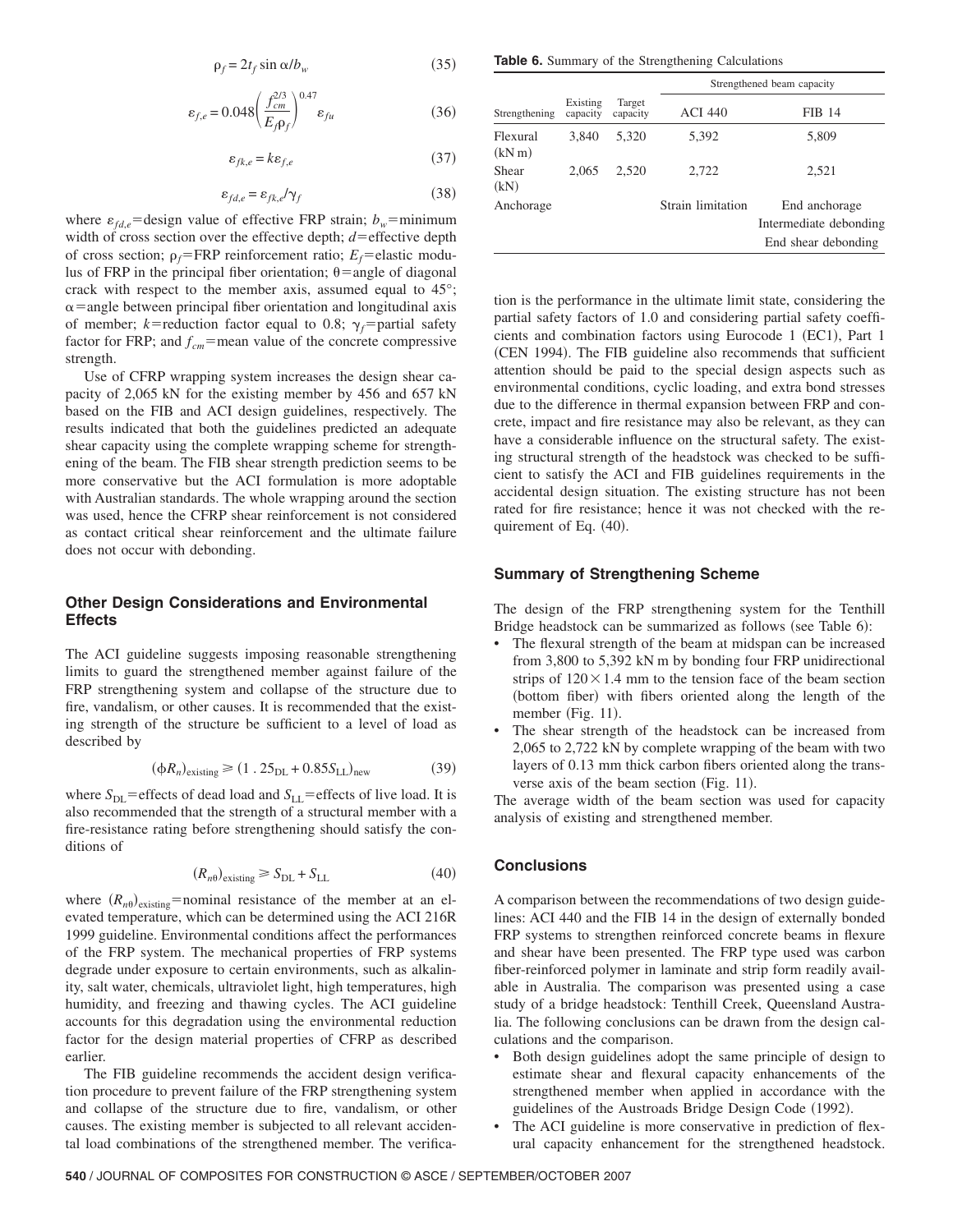$$\rho_f = 2t_f \sin \alpha / b_w \tag{35}$$

$$\varepsilon_{f,e} = 0.048\left(\frac{f_{cm}^{2/3}}{E_f \rho_f}\right)^{0.47} \varepsilon_{fu} \tag{36}$$

$$\varepsilon_{fk,e} = k\varepsilon_{f,e} \tag{37}$$

$$\varepsilon_{fd,e} = \varepsilon_{fk,e}/\gamma_f \tag{38}$$

where $\varepsilon_{fd,e}$=design value of effective FRP strain; $b_w$=minimum width of cross section over the effective depth; $d$=effective depth of cross section; $\rho_f$=FRP reinforcement ratio; $E_f$=elastic modulus of FRP in the principal fiber orientation; $\theta$=angle of diagonal crack with respect to the member axis, assumed equal to 45°; $\alpha$=angle between principal fiber orientation and longitudinal axis of member; $k$=reduction factor equal to 0.8; $\gamma_f$=partial safety factor for FRP; and $f_{cm}$=mean value of the concrete compressive strength.

Use of CFRP wrapping system increases the design shear capacity of 2,065 kN for the existing member by 456 and 657 kN based on the FIB and ACI design guidelines, respectively. The results indicated that both the guidelines predicted an adequate shear capacity using the complete wrapping scheme for strengthening of the beam. The FIB shear strength prediction seems to be more conservative but the ACI formulation is more adoptable with Australian standards. The whole wrapping around the section was used, hence the CFRP shear reinforcement is not considered as contact critical shear reinforcement and the ultimate failure does not occur with debonding.

## Other Design Considerations and Environmental Effects

The ACI guideline suggests imposing reasonable strengthening limits to guard the strengthened member against failure of the FRP strengthening system and collapse of the structure due to fire, vandalism, or other causes. It is recommended that the existing strength of the structure be sufficient to a level of load as described by

$$(\phi R_n)_{\text{existing}} \geq (1.25_{\text{DL}} + 0.85S_{\text{LL}})_{\text{new}} \tag{39}$$

where $S_{\text{DL}}$=effects of dead load and $S_{\text{LL}}$=effects of live load. It is also recommended that the strength of a structural member with a fire-resistance rating before strengthening should satisfy the conditions of

$$(R_{n\theta})_{\text{existing}} \geq S_{\text{DL}} + S_{\text{LL}} \tag{40}$$

where $(R_{n\theta})_{\text{existing}}$=nominal resistance of the member at an elevated temperature, which can be determined using the ACI 216R 1999 guideline. Environmental conditions affect the performances of the FRP system. The mechanical properties of FRP systems degrade under exposure to certain environments, such as alkalinity, salt water, chemicals, ultraviolet light, high temperatures, high humidity, and freezing and thawing cycles. The ACI guideline accounts for this degradation using the environmental reduction factor for the design material properties of CFRP as described earlier.

The FIB guideline recommends the accident design verification procedure to prevent failure of the FRP strengthening system and collapse of the structure due to fire, vandalism, or other causes. The existing member is subjected to all relevant accidental load combinations of the strengthened member. The verification is the performance in the ultimate limit state, considering the partial safety factors of 1.0 and considering partial safety coefficients and combination factors using Eurocode 1 (EC1), Part 1 (CEN 1994). The FIB guideline also recommends that sufficient attention should be paid to the special design aspects such as environmental conditions, cyclic loading, and extra bond stresses due to the difference in thermal expansion between FRP and concrete, impact and fire resistance may also be relevant, as they can have a considerable influence on the structural safety. The existing structural strength of the headstock was checked to be sufficient to satisfy the ACI and FIB guidelines requirements in the accidental design situation. The existing structure has not been rated for fire resistance; hence it was not checked with the requirement of Eq. (40).

**Table 6.** Summary of the Strengthening Calculations

| Strengthening | Existing capacity | Target capacity | Strengthened beam capacity | |
|---|---|---|---|---|
| | | | ACI 440 | FIB 14 |
| Flexural (kN m) | 3,840 | 5,320 | 5,392 | 5,809 |
| Shear (kN) | 2,065 | 2,520 | 2,722 | 2,521 |
| Anchorage | | | Strain limitation | End anchorage |
| | | | | Intermediate debonding |
| | | | | End shear debonding |

## Summary of Strengthening Scheme

The design of the FRP strengthening system for the Tenthill Bridge headstock can be summarized as follows (see Table 6):

- The flexural strength of the beam at midspan can be increased from 3,800 to 5,392 kN m by bonding four FRP unidirectional strips of 120×1.4 mm to the tension face of the beam section (bottom fiber) with fibers oriented along the length of the member (Fig. 11).
- The shear strength of the headstock can be increased from 2,065 to 2,722 kN by complete wrapping of the beam with two layers of 0.13 mm thick carbon fibers oriented along the transverse axis of the beam section (Fig. 11).

The average width of the beam section was used for capacity analysis of existing and strengthened member.

## Conclusions

A comparison between the recommendations of two design guidelines: ACI 440 and the FIB 14 in the design of externally bonded FRP systems to strengthen reinforced concrete beams in flexure and shear have been presented. The FRP type used was carbon fiber-reinforced polymer in laminate and strip form readily available in Australia. The comparison was presented using a case study of a bridge headstock: Tenthill Creek, Queensland Australia. The following conclusions can be drawn from the design calculations and the comparison.

- Both design guidelines adopt the same principle of design to estimate shear and flexural capacity enhancements of the strengthened member when applied in accordance with the guidelines of the Austroads Bridge Design Code (1992).
- The ACI guideline is more conservative in prediction of flexural capacity enhancement for the strengthened headstock.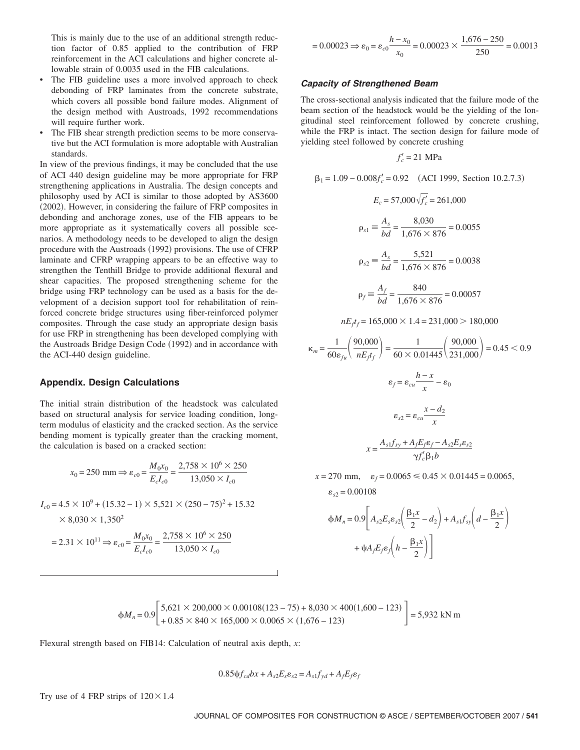This is mainly due to the use of an additional strength reduction factor of 0.85 applied to the contribution of FRP reinforcement in the ACI calculations and higher concrete allowable strain of 0.0035 used in the FIB calculations.

- The FIB guideline uses a more involved approach to check debonding of FRP laminates from the concrete substrate, which covers all possible bond failure modes. Alignment of the design method with Austroads, 1992 recommendations will require further work.
- The FIB shear strength prediction seems to be more conservative but the ACI formulation is more adoptable with Australian standards.

In view of the previous findings, it may be concluded that the use of ACI 440 design guideline may be more appropriate for FRP strengthening applications in Australia. The design concepts and philosophy used by ACI is similar to those adopted by AS3600 (2002). However, in considering the failure of FRP composites in debonding and anchorage zones, use of the FIB appears to be more appropriate as it systematically covers all possible scenarios. A methodology needs to be developed to align the design procedure with the Austroads (1992) provisions. The use of CFRP laminate and CFRP wrapping appears to be an effective way to strengthen the Tenthill Bridge to provide additional flexural and shear capacities. The proposed strengthening scheme for the bridge using FRP technology can be used as a basis for the development of a decision support tool for rehabilitation of reinforced concrete bridge structures using fiber-reinforced polymer composites. Through the case study an appropriate design basis for use FRP in strengthening has been developed complying with the Austroads Bridge Design Code (1992) and in accordance with the ACI-440 design guideline.

## Appendix. Design Calculations

The initial strain distribution of the headstock was calculated based on structural analysis for service loading condition, long-term modulus of elasticity and the cracked section. As the service bending moment is typically greater than the cracking moment, the calculation is based on a cracked section:

$$x_0 = 250 \text{ mm} \Rightarrow \varepsilon_{c0} = \frac{M_0 x_0}{E_c I_{c0}} = \frac{2{,}758 \times 10^6 \times 250}{13{,}050 \times I_{c0}}$$

$$I_{c0} = 4.5 \times 10^9 + (15.32 - 1) \times 5{,}521 \times (250 - 75)^2 + 15.32 \times 8{,}030 \times 1{,}350^2$$

$$= 2.31 \times 10^{11} \Rightarrow \varepsilon_{c0} = \frac{M_0 x_0}{E_c I_{c0}} = \frac{2{,}758 \times 10^6 \times 250}{13{,}050 \times I_{c0}}$$

$$= 0.00023 \Rightarrow \varepsilon_0 = \varepsilon_{c0}\frac{h - x_0}{x_0} = 0.00023 \times \frac{1{,}676 - 250}{250} = 0.0013$$

### Capacity of Strengthened Beam

The cross-sectional analysis indicated that the failure mode of the beam section of the headstock would be the yielding of the longitudinal steel reinforcement followed by concrete crushing, while the FRP is intact. The section design for failure mode of yielding steel followed by concrete crushing

$$f'_c = 21 \text{ MPa}$$

$$\beta_1 = 1.09 - 0.008 f'_c = 0.92 \quad \text{(ACI 1999, Section 10.2.7.3)}$$

$$E_c = 57{,}000\sqrt{f'_c} = 261{,}000$$

$$\rho_{s1} \equiv \frac{A_s}{bd} = \frac{8{,}030}{1{,}676 \times 876} = 0.0055$$

$$\rho_{s2} \equiv \frac{A_s}{bd} = \frac{5{,}521}{1{,}676 \times 876} = 0.0038$$

$$\rho_f \equiv \frac{A_f}{bd} = \frac{840}{1{,}676 \times 876} = 0.00057$$

$$nE_f t_f = 165{,}000 \times 1.4 = 231{,}000 > 180{,}000$$

$$\kappa_m = \frac{1}{60\varepsilon_{fu}}\left(\frac{90{,}000}{nE_f t_f}\right) = \frac{1}{60 \times 0.01445}\left(\frac{90{,}000}{231{,}000}\right) = 0.45 < 0.9$$

$$\varepsilon_f = \varepsilon_{cu}\frac{h - x}{x} - \varepsilon_0$$

$$\varepsilon_{s2} = \varepsilon_{cu}\frac{x - d_2}{x}$$

$$x = \frac{A_{s1} f_{sy} + A_f E_f \varepsilon_f - A_{s2} E_s \varepsilon_{s2}}{\gamma f'_c \beta_1 b}$$

$$x = 270 \text{ mm}, \quad \varepsilon_f = 0.0065 \leqslant 0.45 \times 0.01445 = 0.0065, \quad \varepsilon_{s2} = 0.00108$$

$$\phi M_n = 0.9\left[A_{s2} E_s \varepsilon_{s2}\left(\frac{\beta_1 x}{2} - d_2\right) + A_{s1} f_{sy}\left(d - \frac{\beta_1 x}{2}\right) + \psi A_f E_f \varepsilon_f\left(h - \frac{\beta_1 x}{2}\right)\right]$$

$$\phi M_n = 0.9\left[\begin{array}{l} 5{,}621 \times 200{,}000 \times 0.00108(123 - 75) + 8{,}030 \times 400(1{,}600 - 123) \\ + 0.85 \times 840 \times 165{,}000 \times 0.0065 \times (1{,}676 - 123) \end{array}\right] = 5{,}932 \text{ kN m}$$

Flexural strength based on FIB14: Calculation of neutral axis depth, $x$:

$$0.85\psi f_{cd} bx + A_{s2} E_s \varepsilon_{s2} = A_{s1} f_{yd} + A_f E_f \varepsilon_f$$

Try use of 4 FRP strips of $120 \times 1.4$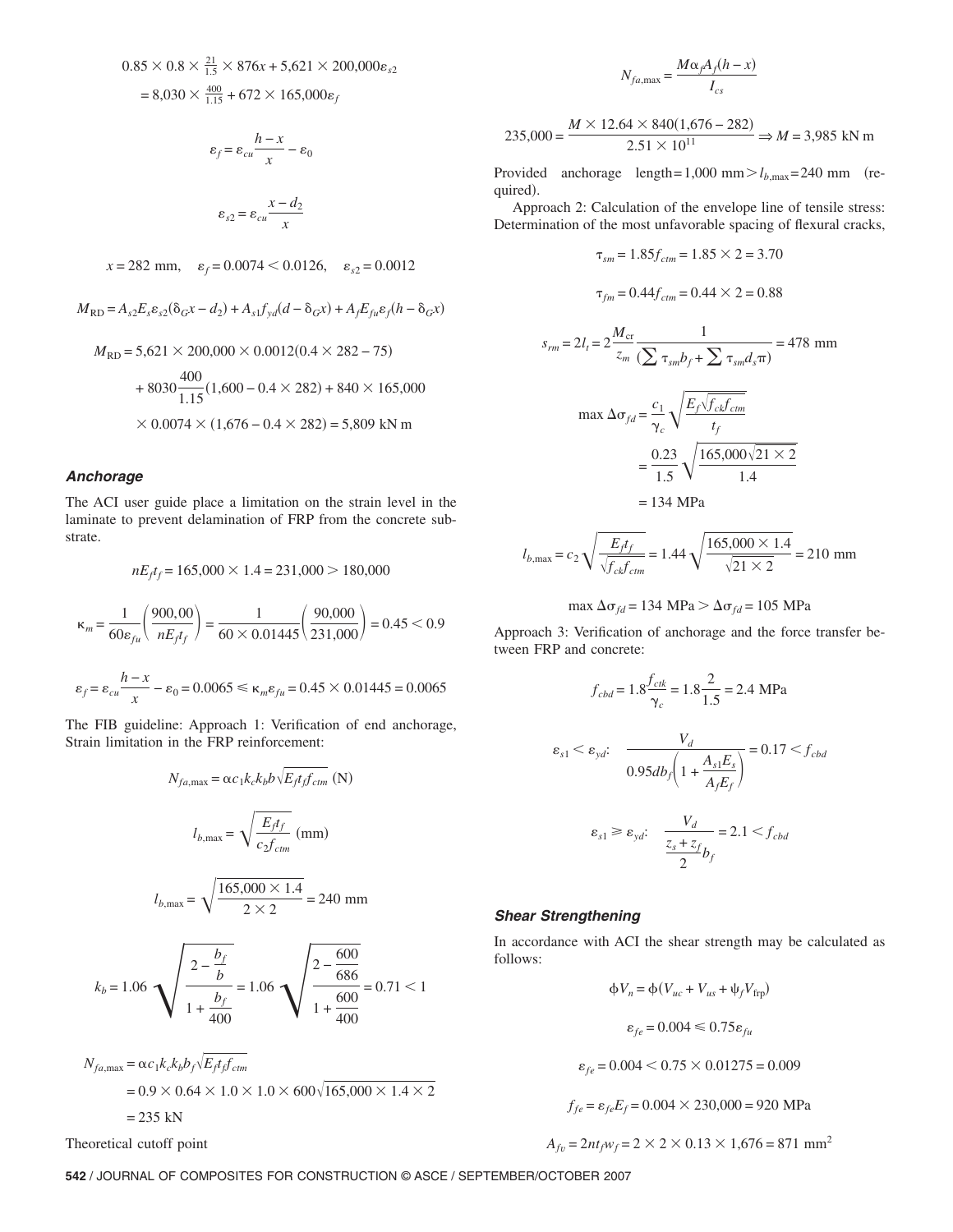$$0.85 \times 0.8 \times \tfrac{21}{1.5} \times 876x + 5{,}621 \times 200{,}000\varepsilon_{s2}$$
$$= 8{,}030 \times \tfrac{400}{1.15} + 672 \times 165{,}000\varepsilon_f$$

$$\varepsilon_f = \varepsilon_{cu}\frac{h-x}{x} - \varepsilon_0$$

$$\varepsilon_{s2} = \varepsilon_{cu}\frac{x-d_2}{x}$$

$$x = 282 \text{ mm}, \quad \varepsilon_f = 0.0074 < 0.0126, \quad \varepsilon_{s2} = 0.0012$$

$$M_{\mathrm{RD}} = A_{s2}E_s\varepsilon_{s2}(\delta_G x - d_2) + A_{s1}f_{yd}(d - \delta_G x) + A_f E_{fu}\varepsilon_f(h - \delta_G x)$$

$$M_{\mathrm{RD}} = 5{,}621 \times 200{,}000 \times 0.0012(0.4 \times 282 - 75) + 8030\frac{400}{1.15}(1{,}600 - 0.4 \times 282) + 840 \times 165{,}000 \times 0.0074 \times (1{,}676 - 0.4 \times 282) = 5{,}809 \text{ kN m}$$

### *Anchorage*

The ACI user guide place a limitation on the strain level in the laminate to prevent delamination of FRP from the concrete substrate.

$$nE_f t_f = 165{,}000 \times 1.4 = 231{,}000 > 180{,}000$$

$$\kappa_m = \frac{1}{60\varepsilon_{fu}}\left(\frac{900{,}00}{nE_f t_f}\right) = \frac{1}{60 \times 0.01445}\left(\frac{90{,}000}{231{,}000}\right) = 0.45 < 0.9$$

$$\varepsilon_f = \varepsilon_{cu}\frac{h-x}{x} - \varepsilon_0 = 0.0065 \leqslant \kappa_m\varepsilon_{fu} = 0.45 \times 0.01445 = 0.0065$$

The FIB guideline: Approach 1: Verification of end anchorage, Strain limitation in the FRP reinforcement:

$$N_{fa,\max} = \alpha c_1 k_c k_b b\sqrt{E_f t_f f_{ctm}} \text{ (N)}$$

$$l_{b,\max} = \sqrt{\frac{E_f t_f}{c_2 f_{ctm}}} \text{ (mm)}$$

$$l_{b,\max} = \sqrt{\frac{165{,}000 \times 1.4}{2 \times 2}} = 240 \text{ mm}$$

$$k_b = 1.06\sqrt{\frac{2 - \frac{b_f}{b}}{1 + \frac{b_f}{400}}} = 1.06\sqrt{\frac{2 - \frac{600}{686}}{1 + \frac{600}{400}}} = 0.71 < 1$$

$$N_{fa,\max} = \alpha c_1 k_c k_b b_f\sqrt{E_f t_f f_{ctm}} = 0.9 \times 0.64 \times 1.0 \times 1.0 \times 600\sqrt{165{,}000 \times 1.4 \times 2} = 235 \text{ kN}$$

Theoretical cutoff point

$$N_{fa,\max} = \frac{M\alpha_f A_f(h-x)}{I_{cs}}$$

$$235{,}000 = \frac{M \times 12.64 \times 840(1{,}676 - 282)}{2.51 \times 10^{11}} \Rightarrow M = 3{,}985 \text{ kN m}$$

Provided anchorage length=1,000 mm$> l_{b,\max}$=240 mm (required).

Approach 2: Calculation of the envelope line of tensile stress: Determination of the most unfavorable spacing of flexural cracks,

$$\tau_{sm} = 1.85 f_{ctm} = 1.85 \times 2 = 3.70$$

$$\tau_{fm} = 0.44 f_{ctm} = 0.44 \times 2 = 0.88$$

$$s_{rm} = 2l_t = 2\frac{M_{\mathrm{cr}}}{z_m}\frac{1}{(\sum \tau_{sm}b_f + \sum \tau_{sm}d_s\pi)} = 478 \text{ mm}$$

$$\max \Delta\sigma_{fd} = \frac{c_1}{\gamma_c}\sqrt{\frac{E_f\sqrt{f_{ck}f_{ctm}}}{t_f}} = \frac{0.23}{1.5}\sqrt{\frac{165{,}000\sqrt{21 \times 2}}{1.4}} = 134 \text{ MPa}$$

$$l_{b,\max} = c_2\sqrt{\frac{E_f t_f}{\sqrt{f_{ck}f_{ctm}}}} = 1.44\sqrt{\frac{165{,}000 \times 1.4}{\sqrt{21 \times 2}}} = 210 \text{ mm}$$

$$\max \Delta\sigma_{fd} = 134 \text{ MPa} > \Delta\sigma_{fd} = 105 \text{ MPa}$$

Approach 3: Verification of anchorage and the force transfer between FRP and concrete:

$$f_{cbd} = 1.8\frac{f_{ctk}}{\gamma_c} = 1.8\frac{2}{1.5} = 2.4 \text{ MPa}$$

$$\varepsilon_{s1} < \varepsilon_{yd}: \quad \frac{V_d}{0.95db_f\left(1 + \frac{A_{s1}E_s}{A_f E_f}\right)} = 0.17 < f_{cbd}$$

$$\varepsilon_{s1} \geqslant \varepsilon_{yd}: \quad \frac{V_d}{\frac{z_s + z_f}{2}b_f} = 2.1 < f_{cbd}$$

### *Shear Strengthening*

In accordance with ACI the shear strength may be calculated as follows:

$$\phi V_n = \phi(V_{uc} + V_{us} + \psi_f V_{\mathrm{frp}})$$

$$\varepsilon_{fe} = 0.004 \leqslant 0.75\varepsilon_{fu}$$

$$\varepsilon_{fe} = 0.004 < 0.75 \times 0.01275 = 0.009$$

$$f_{fe} = \varepsilon_{fe}E_f = 0.004 \times 230{,}000 = 920 \text{ MPa}$$

$$A_{fv} = 2nt_f w_f = 2 \times 2 \times 0.13 \times 1{,}676 = 871 \text{ mm}^2$$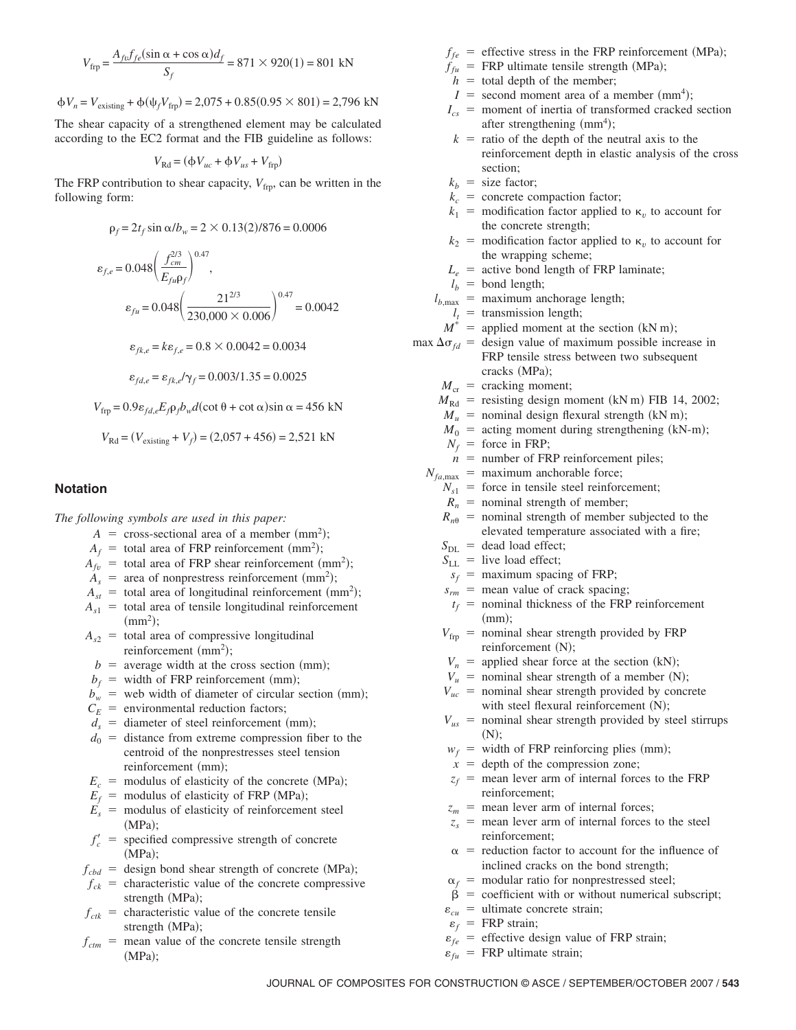$$V_{\text{frp}} = \frac{A_{fv} f_{fe}(\sin \alpha + \cos \alpha) d_f}{S_f} = 871 \times 920(1) = 801 \text{ kN}$$

$$\phi V_n = V_{\text{existing}} + \phi(\psi_f V_{\text{frp}}) = 2{,}075 + 0.85(0.95 \times 801) = 2{,}796 \text{ kN}$$

The shear capacity of a strengthened element may be calculated according to the EC2 format and the FIB guideline as follows:

$$V_{\text{Rd}} = (\phi V_{uc} + \phi V_{us} + V_{\text{frp}})$$

The FRP contribution to shear capacity, $V_{\text{frp}}$, can be written in the following form:

$$\rho_f = 2t_f \sin \alpha / b_w = 2 \times 0.13(2)/876 = 0.0006$$

$$\varepsilon_{f,e} = 0.048\left(\frac{f_{cm}^{2/3}}{E_{fu}\rho_f}\right)^{0.47},$$

$$\varepsilon_{fu} = 0.048\left(\frac{21^{2/3}}{230{,}000 \times 0.006}\right)^{0.47} = 0.0042$$

$$\varepsilon_{fk,e} = k\varepsilon_{f,e} = 0.8 \times 0.0042 = 0.0034$$

$$\varepsilon_{fd,e} = \varepsilon_{fk,e}/\gamma_f = 0.003/1.35 = 0.0025$$

$$V_{\text{frp}} = 0.9\varepsilon_{fd,e} E_f \rho_f b_w d(\cot \theta + \cot \alpha)\sin \alpha = 456 \text{ kN}$$

$$V_{\text{Rd}} = (V_{\text{existing}} + V_f) = (2{,}057 + 456) = 2{,}521 \text{ kN}$$

## Notation

*The following symbols are used in this paper:*

- $A$ = cross-sectional area of a member (mm$^2$);
- $A_f$ = total area of FRP reinforcement (mm$^2$);
- $A_{fv}$ = total area of FRP shear reinforcement (mm$^2$);
- $A_s$ = area of nonprestress reinforcement (mm$^2$);
- $A_{st}$ = total area of longitudinal reinforcement (mm$^2$);
- $A_{s1}$ = total area of tensile longitudinal reinforcement (mm$^2$);
- $A_{s2}$ = total area of compressive longitudinal reinforcement (mm$^2$);
- $b$ = average width at the cross section (mm);
- $b_f$ = width of FRP reinforcement (mm);
- $b_w$ = web width of diameter of circular section (mm);
- $C_E$ = environmental reduction factors;
- $d_s$ = diameter of steel reinforcement (mm);
- $d_0$ = distance from extreme compression fiber to the centroid of the nonprestresses steel tension reinforcement (mm);
- $E_c$ = modulus of elasticity of the concrete (MPa);
- $E_f$ = modulus of elasticity of FRP (MPa);
- $E_s$ = modulus of elasticity of reinforcement steel (MPa);
- $f'_c$ = specified compressive strength of concrete (MPa);
- $f_{cbd}$ = design bond shear strength of concrete (MPa);
- $f_{ck}$ = characteristic value of the concrete compressive strength (MPa);
- $f_{ctk}$ = characteristic value of the concrete tensile strength (MPa);
- $f_{ctm}$ = mean value of the concrete tensile strength (MPa);
- $f_{fe}$ = effective stress in the FRP reinforcement (MPa);
- $f_{fu}$ = FRP ultimate tensile strength (MPa);
- $h$ = total depth of the member;
- $I$ = second moment area of a member (mm$^4$);
- $I_{cs}$ = moment of inertia of transformed cracked section after strengthening (mm$^4$);
- $k$ = ratio of the depth of the neutral axis to the reinforcement depth in elastic analysis of the cross section;
- $k_b$ = size factor;
- $k_c$ = concrete compaction factor;
- $k_1$ = modification factor applied to $\kappa_v$ to account for the concrete strength;
- $k_2$ = modification factor applied to $\kappa_v$ to account for the wrapping scheme;
- $L_e$ = active bond length of FRP laminate;
- $l_b$ = bond length;
- $l_{b,\max}$ = maximum anchorage length;
- $l_t$ = transmission length;
- $M^*$ = applied moment at the section (kN m);
- $\max \Delta\sigma_{fd}$ = design value of maximum possible increase in FRP tensile stress between two subsequent cracks (MPa);
- $M_{\text{cr}}$ = cracking moment;
- $M_{\text{Rd}}$ = resisting design moment (kN m) FIB 14, 2002;
- $M_u$ = nominal design flexural strength (kN m);
- $M_0$ = acting moment during strengthening (kN-m);
- $N_f$ = force in FRP;
- $n$ = number of FRP reinforcement piles;
- $N_{fa,\max}$ = maximum anchorable force;
- $N_{s1}$ = force in tensile steel reinforcement;
- $R_n$ = nominal strength of member;
- $R_{n\theta}$ = nominal strength of member subjected to the elevated temperature associated with a fire;
- $S_{\text{DL}}$ = dead load effect;
- $S_{\text{LL}}$ = live load effect;
- $s_f$ = maximum spacing of FRP;
- $s_{rm}$ = mean value of crack spacing;
- $t_f$ = nominal thickness of the FRP reinforcement (mm);
- $V_{\text{frp}}$ = nominal shear strength provided by FRP reinforcement (N);
- $V_n$ = applied shear force at the section (kN);
- $V_u$ = nominal shear strength of a member (N);
- $V_{uc}$ = nominal shear strength provided by concrete with steel flexural reinforcement (N);
- $V_{us}$ = nominal shear strength provided by steel stirrups (N);
- $w_f$ = width of FRP reinforcing plies (mm);
- $x$ = depth of the compression zone;
- $z_f$ = mean lever arm of internal forces to the FRP reinforcement;
- $z_m$ = mean lever arm of internal forces;
- $z_s$ = mean lever arm of internal forces to the steel reinforcement;
- $\alpha$ = reduction factor to account for the influence of inclined cracks on the bond strength;
- $\alpha_f$ = modular ratio for nonprestressed steel;
- $\beta$ = coefficient with or without numerical subscript;
- $\varepsilon_{cu}$ = ultimate concrete strain;
- $\varepsilon_f$ = FRP strain;
- $\varepsilon_{fe}$ = effective design value of FRP strain;
- $\varepsilon_{fu}$ = FRP ultimate strain;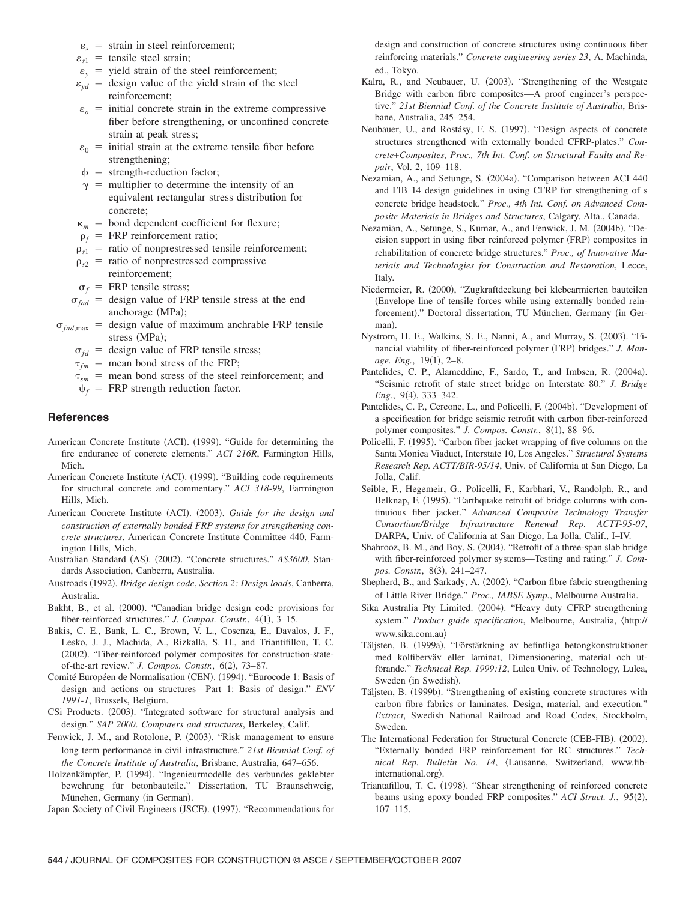$\varepsilon_s$ = strain in steel reinforcement;

$\varepsilon_{s1}$ = tensile steel strain;

$\varepsilon_y$ = yield strain of the steel reinforcement;

$\varepsilon_{yd}$ = design value of the yield strain of the steel reinforcement;

$\varepsilon_o$ = initial concrete strain in the extreme compressive fiber before strengthening, or unconfined concrete strain at peak stress;

$\varepsilon_0$ = initial strain at the extreme tensile fiber before strengthening;

$\phi$ = strength-reduction factor;

$\gamma$ = multiplier to determine the intensity of an equivalent rectangular stress distribution for concrete;

$\kappa_m$ = bond dependent coefficient for flexure;

$\rho_f$ = FRP reinforcement ratio;

$\rho_{s1}$ = ratio of nonprestressed tensile reinforcement;

$\rho_{s2}$ = ratio of nonprestressed compressive reinforcement;

$\sigma_f$ = FRP tensile stress;

$\sigma_{fad}$ = design value of FRP tensile stress at the end anchorage (MPa);

$\sigma_{fad,\max}$ = design value of maximum anchrable FRP tensile stress (MPa);

$\sigma_{fd}$ = design value of FRP tensile stress;

$\tau_{fm}$ = mean bond stress of the FRP;

$\tau_{sm}$ = mean bond stress of the steel reinforcement; and

$\psi_f$ = FRP strength reduction factor.

## References

American Concrete Institute (ACI). (1999). "Guide for determining the fire endurance of concrete elements." *ACI 216R*, Farmington Hills, Mich.

American Concrete Institute (ACI). (1999). "Building code requirements for structural concrete and commentary." *ACI 318-99*, Farmington Hills, Mich.

American Concrete Institute (ACI). (2003). *Guide for the design and construction of externally bonded FRP systems for strengthening concrete structures*, American Concrete Institute Committee 440, Farmington Hills, Mich.

Australian Standard (AS). (2002). "Concrete structures." *AS3600*, Standards Association, Canberra, Australia.

Austroads (1992). *Bridge design code*, *Section 2: Design loads*, Canberra, Australia.

Bakht, B., et al. (2000). "Canadian bridge design code provisions for fiber-reinforced structures." *J. Compos. Constr.*, 4(1), 3–15.

Bakis, C. E., Bank, L. C., Brown, V. L., Cosenza, E., Davalos, J. F., Lesko, J. J., Machida, A., Rizkalla, S. H., and Triantifillou, T. C. (2002). "Fiber-reinforced polymer composites for construction-state-of-the-art review." *J. Compos. Constr.*, 6(2), 73–87.

Comité Européen de Normalisation (CEN). (1994). "Eurocode 1: Basis of design and actions on structures—Part 1: Basis of design." *ENV 1991-1*, Brussels, Belgium.

CSi Products. (2003). "Integrated software for structural analysis and design." *SAP 2000*. *Computers and structures*, Berkeley, Calif.

Fenwick, J. M., and Rotolone, P. (2003). "Risk management to ensure long term performance in civil infrastructure." *21st Biennial Conf. of the Concrete Institute of Australia*, Brisbane, Australia, 647–656.

Holzenkämpfer, P. (1994). "Ingenieurmodelle des verbundes geklebter bewehrung für betonbauteile." Dissertation, TU Braunschweig, München, Germany (in German).

Japan Society of Civil Engineers (JSCE). (1997). "Recommendations for design and construction of concrete structures using continuous fiber reinforcing materials." *Concrete engineering series 23*, A. Machinda, ed., Tokyo.

Kalra, R., and Neubauer, U. (2003). "Strengthening of the Westgate Bridge with carbon fibre composites—A proof engineer's perspective." *21st Biennial Conf. of the Concrete Institute of Australia*, Brisbane, Australia, 245–254.

Neubauer, U., and Rostásy, F. S. (1997). "Design aspects of concrete structures strengthened with externally bonded CFRP-plates." *Concrete+Composites, Proc., 7th Int. Conf. on Structural Faults and Repair*, Vol. 2, 109–118.

Nezamian, A., and Setunge, S. (2004a). "Comparison between ACI 440 and FIB 14 design guidelines in using CFRP for strengthening of s concrete bridge headstock." *Proc., 4th Int. Conf. on Advanced Composite Materials in Bridges and Structures*, Calgary, Alta., Canada.

Nezamian, A., Setunge, S., Kumar, A., and Fenwick, J. M. (2004b). "Decision support in using fiber reinforced polymer (FRP) composites in rehabilitation of concrete bridge structures." *Proc., of Innovative Materials and Technologies for Construction and Restoration*, Lecce, Italy.

Niedermeier, R. (2000), "Zugkraftdeckung bei klebearmierten bauteilen (Envelope line of tensile forces while using externally bonded reinforcement)." Doctoral dissertation, TU München, Germany (in German).

Nystrom, H. E., Walkins, S. E., Nanni, A., and Murray, S. (2003). "Financial viability of fiber-reinforced polymer (FRP) bridges." *J. Manage. Eng.*, 19(1), 2–8.

Pantelides, C. P., Alameddine, F., Sardo, T., and Imbsen, R. (2004a). "Seismic retrofit of state street bridge on Interstate 80." *J. Bridge Eng.*, 9(4), 333–342.

Pantelides, C. P., Cercone, L., and Policelli, F. (2004b). "Development of a specification for bridge seismic retrofit with carbon fiber-reinforced polymer composites." *J. Compos. Constr.*, 8(1), 88–96.

Policelli, F. (1995). "Carbon fiber jacket wrapping of five columns on the Santa Monica Viaduct, Interstate 10, Los Angeles." *Structural Systems Research Rep. ACTT/BIR-95/14*, Univ. of California at San Diego, La Jolla, Calif.

Seible, F., Hegemeir, G., Policelli, F., Karbhari, V., Randolph, R., and Belknap, F. (1995). "Earthquake retrofit of bridge columns with continuious fiber jacket." *Advanced Composite Technology Transfer Consortium/Bridge Infrastructure Renewal Rep. ACTT-95-07*, DARPA, Univ. of California at San Diego, La Jolla, Calif., I–IV.

Shahrooz, B. M., and Boy, S. (2004). "Retrofit of a three-span slab bridge with fiber-reinforced polymer systems—Testing and rating." *J. Compos. Constr.*, 8(3), 241–247.

Shepherd, B., and Sarkady, A. (2002). "Carbon fibre fabric strengthening of Little River Bridge." *Proc., IABSE Symp.*, Melbourne Australia.

Sika Australia Pty Limited. (2004). "Heavy duty CFRP strengthening system." *Product guide specification*, Melbourne, Australia, ⟨http://www.sika.com.au⟩

Täljsten, B. (1999a), "Förstärkning av befintliga betongkonstruktioner med kolfiberväv eller laminat, Dimensionering, material och utförande." *Technical Rep. 1999:12*, Lulea Univ. of Technology, Lulea, Sweden (in Swedish).

Täljsten, B. (1999b). "Strengthening of existing concrete structures with carbon fibre fabrics or laminates. Design, material, and execution." *Extract*, Swedish National Railroad and Road Codes, Stockholm, Sweden.

The International Federation for Structural Concrete (CEB-FIB). (2002). "Externally bonded FRP reinforcement for RC structures." *Technical Rep. Bulletin No. 14*, ⟨Lausanne, Switzerland, www.fib-international.org⟩.

Triantafillou, T. C. (1998). "Shear strengthening of reinforced concrete beams using epoxy bonded FRP composites." *ACI Struct. J.*, 95(2), 107–115.